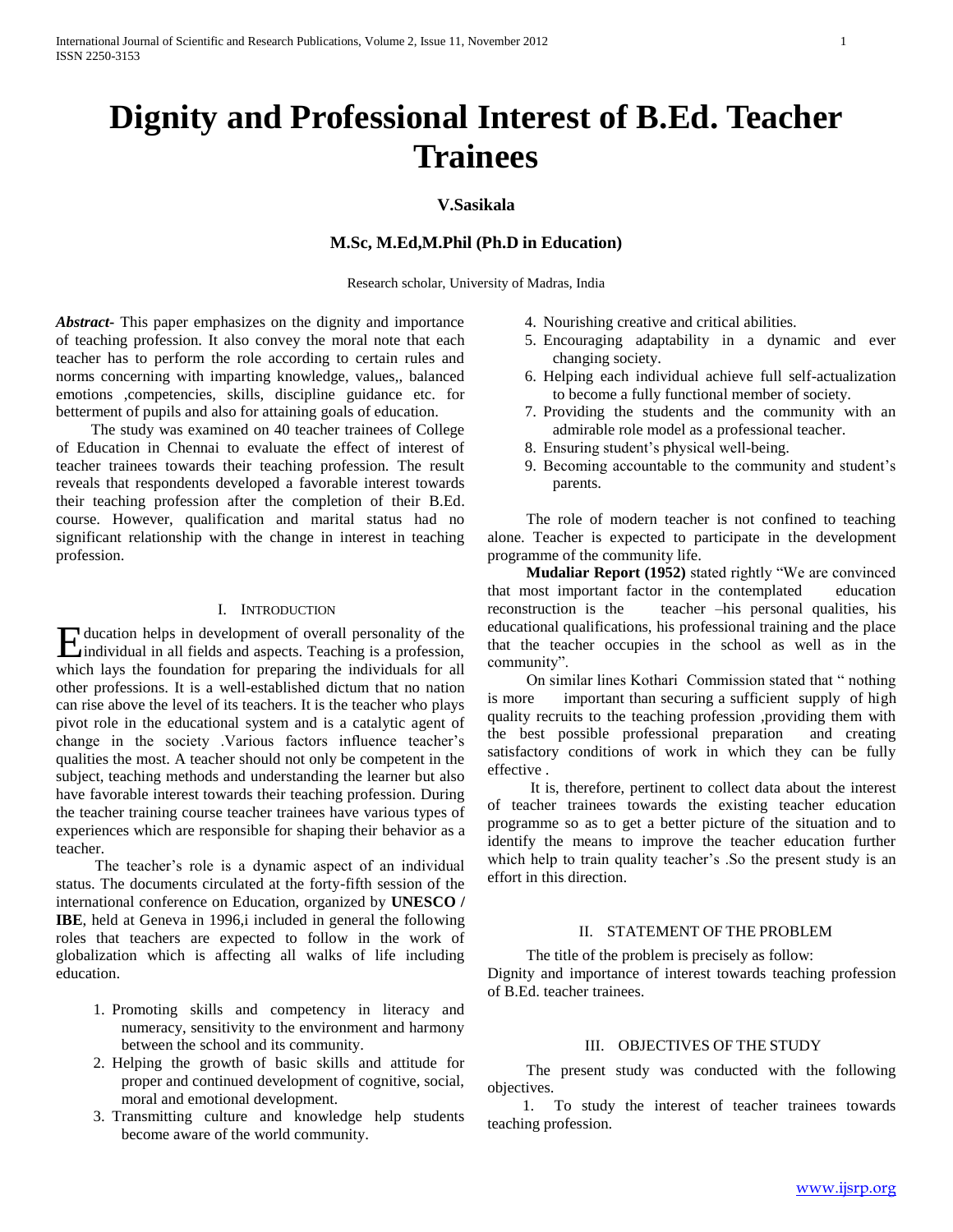# Dignity and Professional Interest of B.Ed. Teacher Trainees

**V.Sasikala**

**M.Sc, M.Ed,M.Phil (Ph.D in Education)**

Research scholar, University of Madras, India

***Abstract*-** This paper emphasizes on the dignity and importance of teaching profession. It also convey the moral note that each teacher has to perform the role according to certain rules and norms concerning with imparting knowledge, values,, balanced emotions ,competencies, skills, discipline guidance etc. for betterment of pupils and also for attaining goals of education.

The study was examined on 40 teacher trainees of College of Education in Chennai to evaluate the effect of interest of teacher trainees towards their teaching profession. The result reveals that respondents developed a favorable interest towards their teaching profession after the completion of their B.Ed. course. However, qualification and marital status had no significant relationship with the change in interest in teaching profession.

## I. Introduction

Education helps in development of overall personality of the individual in all fields and aspects. Teaching is a profession, which lays the foundation for preparing the individuals for all other professions. It is a well-established dictum that no nation can rise above the level of its teachers. It is the teacher who plays pivot role in the educational system and is a catalytic agent of change in the society .Various factors influence teacher's qualities the most. A teacher should not only be competent in the subject, teaching methods and understanding the learner but also have favorable interest towards their teaching profession. During the teacher training course teacher trainees have various types of experiences which are responsible for shaping their behavior as a teacher.

The teacher's role is a dynamic aspect of an individual status. The documents circulated at the forty-fifth session of the international conference on Education, organized by **UNESCO / IBE**, held at Geneva in 1996,i included in general the following roles that teachers are expected to follow in the work of globalization which is affecting all walks of life including education.

1. Promoting skills and competency in literacy and numeracy, sensitivity to the environment and harmony between the school and its community.
2. Helping the growth of basic skills and attitude for proper and continued development of cognitive, social, moral and emotional development.
3. Transmitting culture and knowledge help students become aware of the world community.
4. Nourishing creative and critical abilities.
5. Encouraging adaptability in a dynamic and ever changing society.
6. Helping each individual achieve full self-actualization to become a fully functional member of society.
7. Providing the students and the community with an admirable role model as a professional teacher.
8. Ensuring student's physical well-being.
9. Becoming accountable to the community and student's parents.

The role of modern teacher is not confined to teaching alone. Teacher is expected to participate in the development programme of the community life.

**Mudaliar Report (1952)** stated rightly "We are convinced that most important factor in the contemplated education reconstruction is the teacher –his personal qualities, his educational qualifications, his professional training and the place that the teacher occupies in the school as well as in the community".

On similar lines Kothari Commission stated that " nothing is more important than securing a sufficient supply of high quality recruits to the teaching profession ,providing them with the best possible professional preparation and creating satisfactory conditions of work in which they can be fully effective .

It is, therefore, pertinent to collect data about the interest of teacher trainees towards the existing teacher education programme so as to get a better picture of the situation and to identify the means to improve the teacher education further which help to train quality teacher's .So the present study is an effort in this direction.

## II. Statement of the Problem

The title of the problem is precisely as follow:

Dignity and importance of interest towards teaching profession of B.Ed. teacher trainees.

## III. Objectives of the Study

The present study was conducted with the following objectives.

1. To study the interest of teacher trainees towards teaching profession.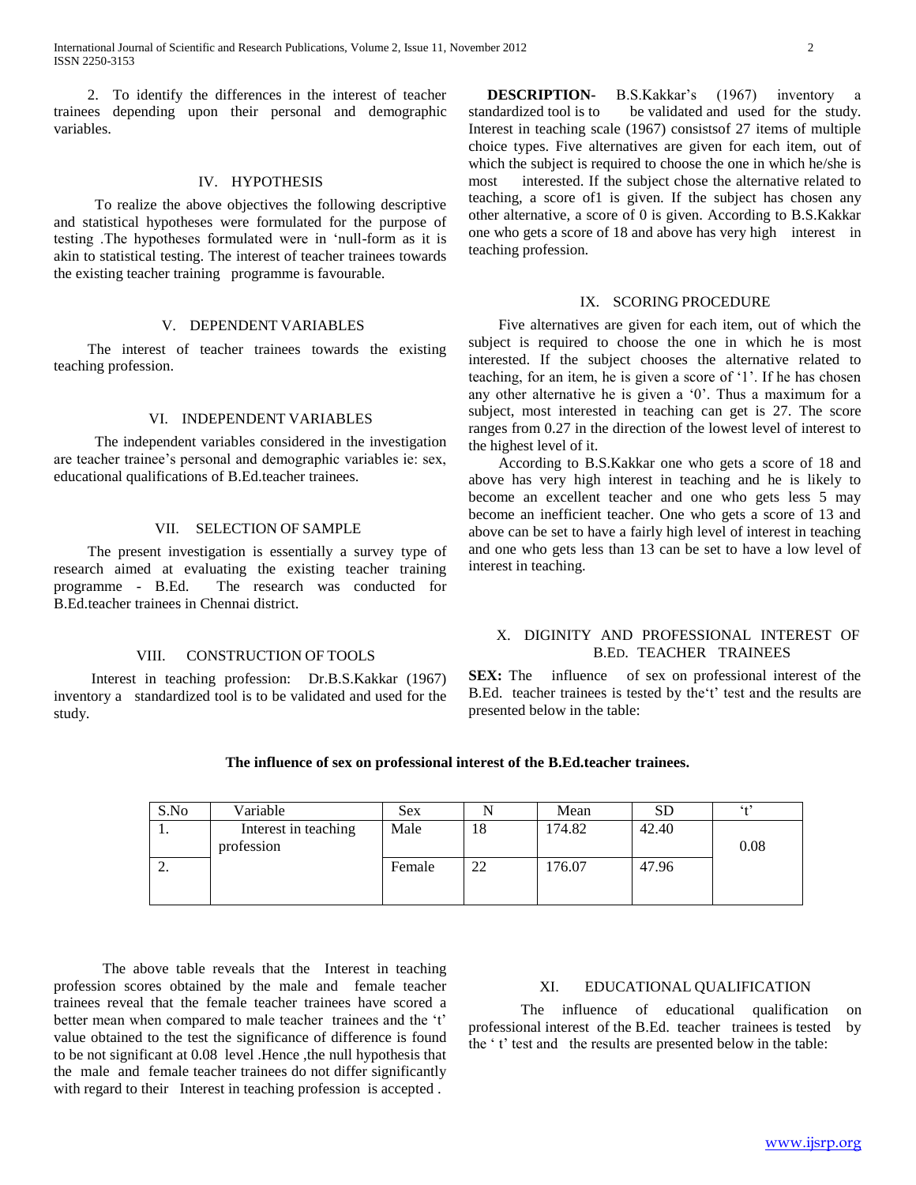2. To identify the differences in the interest of teacher trainees depending upon their personal and demographic variables.

## IV. HYPOTHESIS

To realize the above objectives the following descriptive and statistical hypotheses were formulated for the purpose of testing .The hypotheses formulated were in 'null-form as it is akin to statistical testing. The interest of teacher trainees towards the existing teacher training programme is favourable.

## V. DEPENDENT VARIABLES

The interest of teacher trainees towards the existing teaching profession.

## VI. INDEPENDENT VARIABLES

The independent variables considered in the investigation are teacher trainee's personal and demographic variables ie: sex, educational qualifications of B.Ed.teacher trainees.

## VII. SELECTION OF SAMPLE

The present investigation is essentially a survey type of research aimed at evaluating the existing teacher training programme - B.Ed. The research was conducted for B.Ed.teacher trainees in Chennai district.

## VIII. CONSTRUCTION OF TOOLS

Interest in teaching profession: Dr.B.S.Kakkar (1967) inventory a standardized tool is to be validated and used for the study.

**DESCRIPTION-** B.S.Kakkar's (1967) inventory a standardized tool is to be validated and used for the study. Interest in teaching scale (1967) consistsof 27 items of multiple choice types. Five alternatives are given for each item, out of which the subject is required to choose the one in which he/she is most interested. If the subject chose the alternative related to teaching, a score of1 is given. If the subject has chosen any other alternative, a score of 0 is given. According to B.S.Kakkar one who gets a score of 18 and above has very high interest in teaching profession.

## IX. SCORING PROCEDURE

Five alternatives are given for each item, out of which the subject is required to choose the one in which he is most interested. If the subject chooses the alternative related to teaching, for an item, he is given a score of '1'. If he has chosen any other alternative he is given a '0'. Thus a maximum for a subject, most interested in teaching can get is 27. The score ranges from 0.27 in the direction of the lowest level of interest to the highest level of it.

According to B.S.Kakkar one who gets a score of 18 and above has very high interest in teaching and he is likely to become an excellent teacher and one who gets less 5 may become an inefficient teacher. One who gets a score of 13 and above can be set to have a fairly high level of interest in teaching and one who gets less than 13 can be set to have a low level of interest in teaching.

## X. DIGINITY AND PROFESSIONAL INTEREST OF B.ED. TEACHER TRAINEES

**SEX:** The influence of sex on professional interest of the B.Ed. teacher trainees is tested by the't' test and the results are presented below in the table:

**The influence of sex on professional interest of the B.Ed.teacher trainees.**

| S.No | Variable | Sex | N | Mean | SD | 't' |
|---|---|---|---|---|---|---|
| 1. | Interest in teaching profession | Male | 18 | 174.82 | 42.40 | 0.08 |
| 2. | | Female | 22 | 176.07 | 47.96 | |

The above table reveals that the Interest in teaching profession scores obtained by the male and female teacher trainees reveal that the female teacher trainees have scored a better mean when compared to male teacher trainees and the 't' value obtained to the test the significance of difference is found to be not significant at 0.08 level .Hence ,the null hypothesis that the male and female teacher trainees do not differ significantly with regard to their Interest in teaching profession is accepted .

## XI. EDUCATIONAL QUALIFICATION

The influence of educational qualification on professional interest of the B.Ed. teacher trainees is tested by the ' t' test and the results are presented below in the table: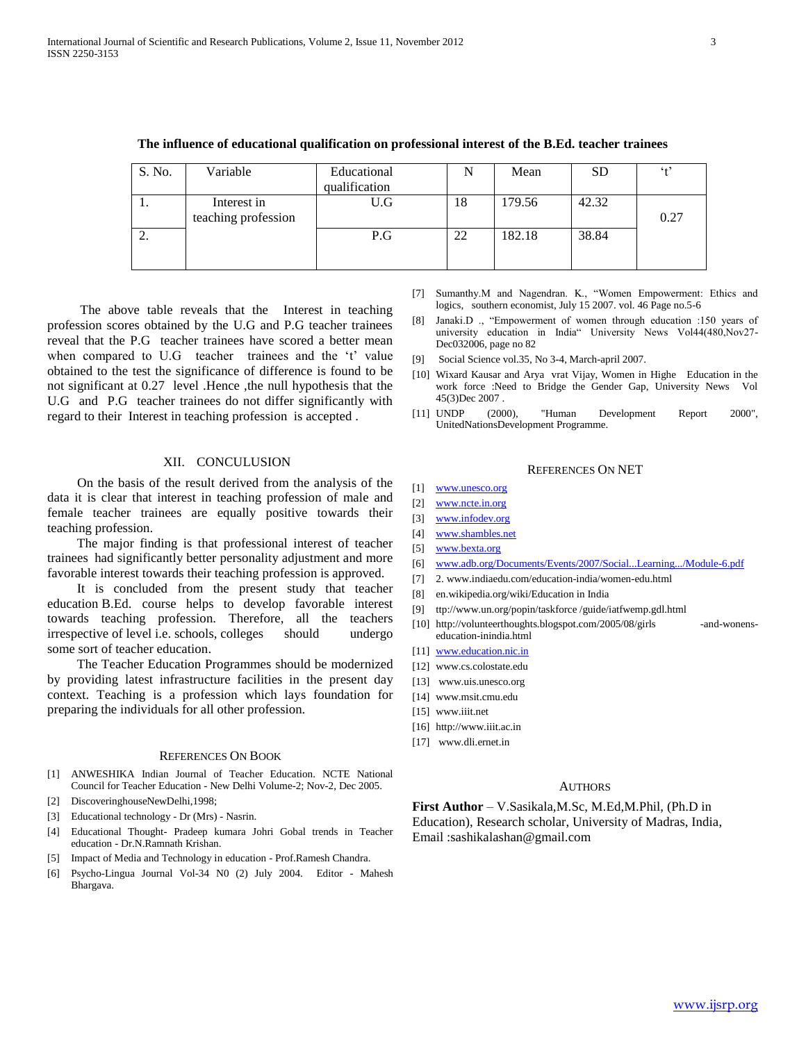**The influence of educational qualification on professional interest of the B.Ed. teacher trainees**

| S. No. | Variable | Educational qualification | N | Mean | SD | 't' |
|---|---|---|---|---|---|---|
| 1. | Interest in teaching profession | U.G | 18 | 179.56 | 42.32 | 0.27 |
| 2. | | P.G | 22 | 182.18 | 38.84 | |

The above table reveals that the Interest in teaching profession scores obtained by the U.G and P.G teacher trainees reveal that the P.G teacher trainees have scored a better mean when compared to U.G teacher trainees and the 't' value obtained to the test the significance of difference is found to be not significant at 0.27 level .Hence ,the null hypothesis that the U.G and P.G teacher trainees do not differ significantly with regard to their Interest in teaching profession is accepted .

## XII. CONCULUSION

On the basis of the result derived from the analysis of the data it is clear that interest in teaching profession of male and female teacher trainees are equally positive towards their teaching profession.

The major finding is that professional interest of teacher trainees had significantly better personality adjustment and more favorable interest towards their teaching profession is approved.

It is concluded from the present study that teacher education B.Ed. course helps to develop favorable interest towards teaching profession. Therefore, all the teachers irrespective of level i.e. schools, colleges should undergo some sort of teacher education.

The Teacher Education Programmes should be modernized by providing latest infrastructure facilities in the present day context. Teaching is a profession which lays foundation for preparing the individuals for all other profession.

### REFERENCES ON BOOK

[1] ANWESHIKA Indian Journal of Teacher Education. NCTE National Council for Teacher Education - New Delhi Volume-2; Nov-2, Dec 2005.

[2] DiscoveringhouseNewDelhi,1998;

[3] Educational technology - Dr (Mrs) - Nasrin.

[4] Educational Thought- Pradeep kumara Johri Gobal trends in Teacher education - Dr.N.Ramnath Krishan.

[5] Impact of Media and Technology in education - Prof.Ramesh Chandra.

[6] Psycho-Lingua Journal Vol-34 N0 (2) July 2004. Editor - Mahesh Bhargava.

[7] Sumanthy.M and Nagendran. K., "Women Empowerment: Ethics and logics, southern economist, July 15 2007. vol. 46 Page no.5-6

[8] Janaki.D ., "Empowerment of women through education :150 years of university education in India" University News Vol44(480,Nov27-Dec032006, page no 82

[9] Social Science vol.35, No 3-4, March-april 2007.

[10] Wixard Kausar and Arya vrat Vijay, Women in Highe Education in the work force :Need to Bridge the Gender Gap, University News Vol 45(3)Dec 2007 .

[11] UNDP (2000), "Human Development Report 2000", UnitedNationsDevelopment Programme.

### REFERENCES ON NET

[1] www.unesco.org

[2] www.ncte.in.org

[3] www.infodev.org

[4] www.shambles.net

[5] www.bexta.org

[6] www.adb.org/Documents/Events/2007/Social...Learning.../Module-6.pdf

[7] 2. www.indiaedu.com/education-india/women-edu.html

[8] en.wikipedia.org/wiki/Education in India

[9] ttp://www.un.org/popin/taskforce /guide/iatfwemp.gdl.html

[10] http://volunteerthoughts.blogspot.com/2005/08/girls -and-wonens-education-inindia.html

[11] www.education.nic.in

[12] www.cs.colostate.edu

[13] www.uis.unesco.org

[14] www.msit.cmu.edu

[15] www.iiit.net

[16] http://www.iiit.ac.in

[17] www.dli.ernet.in

### AUTHORS

**First Author** – V.Sasikala,M.Sc, M.Ed,M.Phil, (Ph.D in Education), Research scholar, University of Madras, India, Email :sashikalashan@gmail.com